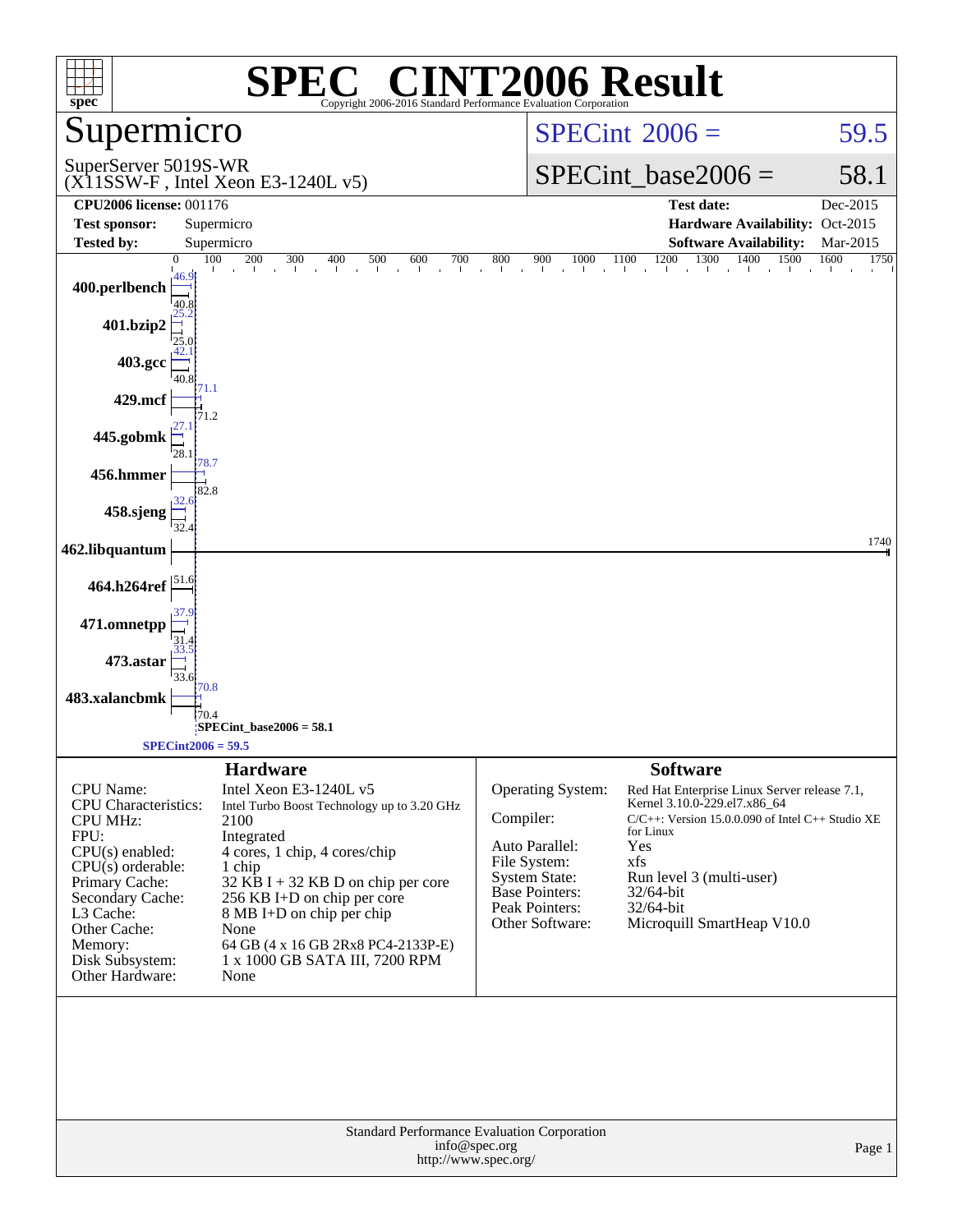# SPEC® CINT2006 Result

Copyright 2006-2016 Standard Performance Evaluation Corporation

## Supermicro

SuperServer 5019S-WR
(X11SSW-F , Intel Xeon E3-1240L v5)

SPECint 2006 = 59.5

SPECint_base2006 = 58.1

| | | | |
|---|---|---|---|
| **CPU2006 license:** 001176 | | **Test date:** | Dec-2015 |
| **Test sponsor:** | Supermicro | **Hardware Availability:** | Oct-2015 |
| **Tested by:** | Supermicro | **Software Availability:** | Mar-2015 |

| Benchmark | Peak | Base |
|---|---|---|
| 400.perlbench | 46.9 | 40.8 |
| 401.bzip2 | 25.2 | 25.0 |
| 403.gcc | 42.1 | 40.8 |
| 429.mcf | 71.1 | 71.2 |
| 445.gobmk | 27.1 | 28.1 |
| 456.hmmer | 78.7 | 82.8 |
| 458.sjeng | 32.6 | 32.4 |
| 462.libquantum | 1740 | 1740 |
| 464.h264ref | 51.6 | 51.6 |
| 471.omnetpp | 37.9 | 31.4 |
| 473.astar | 33.5 | 33.6 |
| 483.xalancbmk | 70.8 | 70.4 |

SPECint_base2006 = 58.1

SPECint2006 = 59.5

## Hardware

| | |
|---|---|
| CPU Name: | Intel Xeon E3-1240L v5 |
| CPU Characteristics: | Intel Turbo Boost Technology up to 3.20 GHz |
| CPU MHz: | 2100 |
| FPU: | Integrated |
| CPU(s) enabled: | 4 cores, 1 chip, 4 cores/chip |
| CPU(s) orderable: | 1 chip |
| Primary Cache: | 32 KB I + 32 KB D on chip per core |
| Secondary Cache: | 256 KB I+D on chip per core |
| L3 Cache: | 8 MB I+D on chip per chip |
| Other Cache: | None |
| Memory: | 64 GB (4 x 16 GB 2Rx8 PC4-2133P-E) |
| Disk Subsystem: | 1 x 1000 GB SATA III, 7200 RPM |
| Other Hardware: | None |

## Software

| | |
|---|---|
| Operating System: | Red Hat Enterprise Linux Server release 7.1, Kernel 3.10.0-229.el7.x86_64 |
| Compiler: | C/C++: Version 15.0.0.090 of Intel C++ Studio XE for Linux |
| Auto Parallel: | Yes |
| File System: | xfs |
| System State: | Run level 3 (multi-user) |
| Base Pointers: | 32/64-bit |
| Peak Pointers: | 32/64-bit |
| Other Software: | Microquill SmartHeap V10.0 |

Standard Performance Evaluation Corporation
info@spec.org
http://www.spec.org/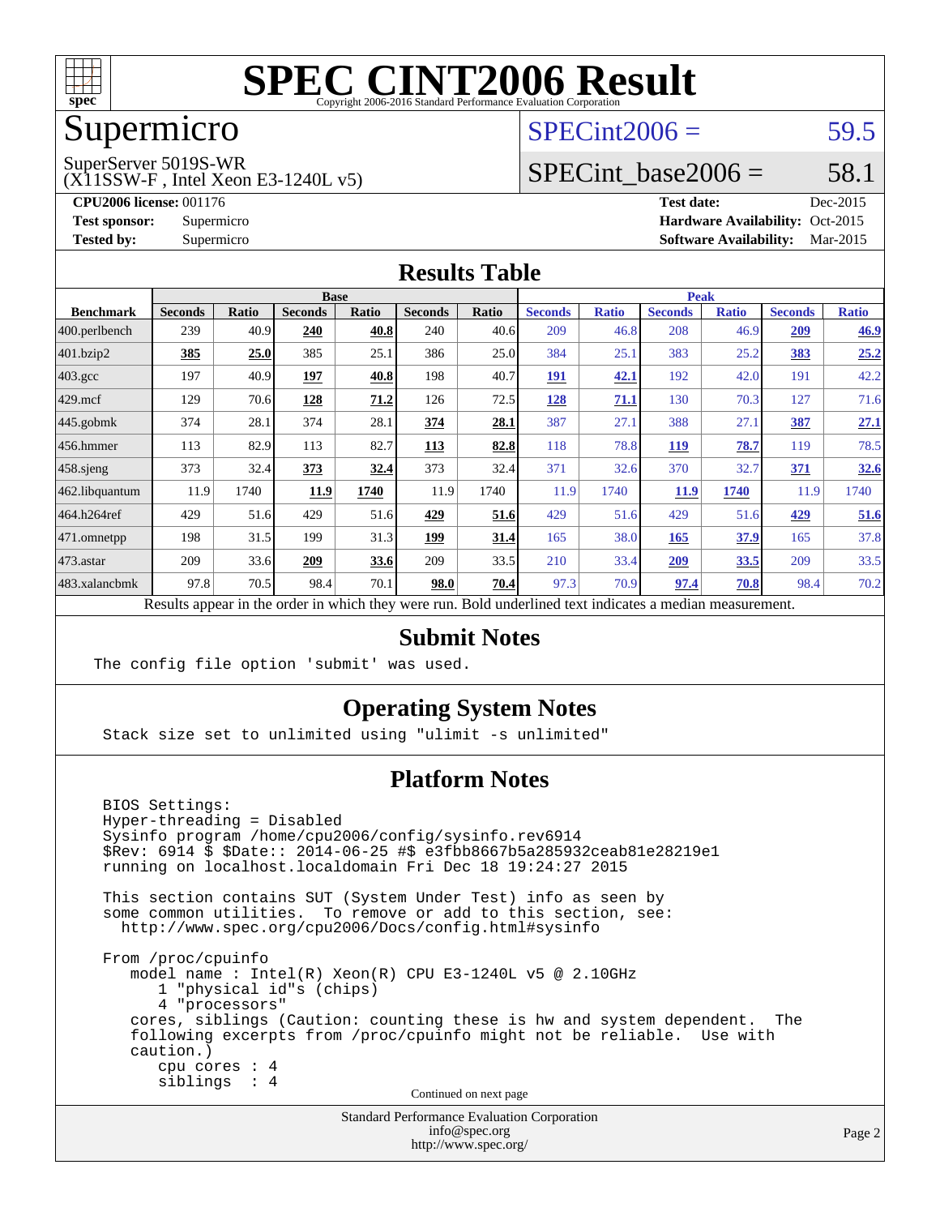# SPEC CINT2006 Result

Copyright 2006-2016 Standard Performance Evaluation Corporation

## Supermicro

SuperServer 5019S-WR
(X11SSW-F , Intel Xeon E3-1240L v5)

SPECint2006 = 59.5

SPECint_base2006 = 58.1

**CPU2006 license:** 001176
**Test sponsor:** Supermicro
**Tested by:** Supermicro

**Test date:** Dec-2015
**Hardware Availability:** Oct-2015
**Software Availability:** Mar-2015

## Results Table

| Benchmark | Base | | | | | | Peak | | | | | |
|---|---|---|---|---|---|---|---|---|---|---|---|---|
| | Seconds | Ratio | Seconds | Ratio | Seconds | Ratio | Seconds | Ratio | Seconds | Ratio | Seconds | Ratio |
| 400.perlbench | 239 | 40.9 | **240** | **40.8** | 240 | 40.6 | 209 | 46.8 | 208 | 46.9 | **209** | **46.9** |
| 401.bzip2 | **385** | **25.0** | 385 | 25.1 | 386 | 25.0 | 384 | 25.1 | 383 | 25.2 | **383** | **25.2** |
| 403.gcc | 197 | 40.9 | **197** | **40.8** | 198 | 40.7 | **191** | **42.1** | 192 | 42.0 | 191 | 42.2 |
| 429.mcf | 129 | 70.6 | **128** | **71.2** | 126 | 72.5 | **128** | **71.1** | 130 | 70.3 | 127 | 71.6 |
| 445.gobmk | 374 | 28.1 | 374 | 28.1 | **374** | **28.1** | 387 | 27.1 | 388 | 27.1 | **387** | **27.1** |
| 456.hmmer | 113 | 82.9 | 113 | 82.7 | **113** | **82.8** | 118 | 78.8 | **119** | **78.7** | 119 | 78.5 |
| 458.sjeng | 373 | 32.4 | **373** | **32.4** | 373 | 32.4 | 371 | 32.6 | 370 | 32.7 | **371** | **32.6** |
| 462.libquantum | 11.9 | 1740 | **11.9** | **1740** | 11.9 | 1740 | 11.9 | 1740 | **11.9** | **1740** | 11.9 | 1740 |
| 464.h264ref | 429 | 51.6 | 429 | 51.6 | **429** | **51.6** | 429 | 51.6 | 429 | 51.6 | **429** | **51.6** |
| 471.omnetpp | 198 | 31.5 | 199 | 31.3 | **199** | **31.4** | 165 | 38.0 | **165** | **37.9** | 165 | 37.8 |
| 473.astar | 209 | 33.6 | **209** | **33.6** | 209 | 33.5 | 210 | 33.4 | **209** | **33.5** | 209 | 33.5 |
| 483.xalancbmk | 97.8 | 70.5 | 98.4 | 70.1 | **98.0** | **70.4** | 97.3 | 70.9 | **97.4** | **70.8** | 98.4 | 70.2 |

Results appear in the order in which they were run. Bold underlined text indicates a median measurement.

## Submit Notes

```
The config file option 'submit' was used.
```

## Operating System Notes

```
Stack size set to unlimited using "ulimit -s unlimited"
```

## Platform Notes

```
BIOS Settings:
Hyper-threading = Disabled
Sysinfo program /home/cpu2006/config/sysinfo.rev6914
$Rev: 6914 $ $Date:: 2014-06-25 #$ e3fbb8667b5a285932ceab81e28219e1
running on localhost.localdomain Fri Dec 18 19:24:27 2015

This section contains SUT (System Under Test) info as seen by
some common utilities.  To remove or add to this section, see:
  http://www.spec.org/cpu2006/Docs/config.html#sysinfo

From /proc/cpuinfo
   model name : Intel(R) Xeon(R) CPU E3-1240L v5 @ 2.10GHz
      1 "physical id"s (chips)
      4 "processors"
   cores, siblings (Caution: counting these is hw and system dependent.  The
   following excerpts from /proc/cpuinfo might not be reliable.  Use with
   caution.)
      cpu cores : 4
      siblings  : 4
```

Continued on next page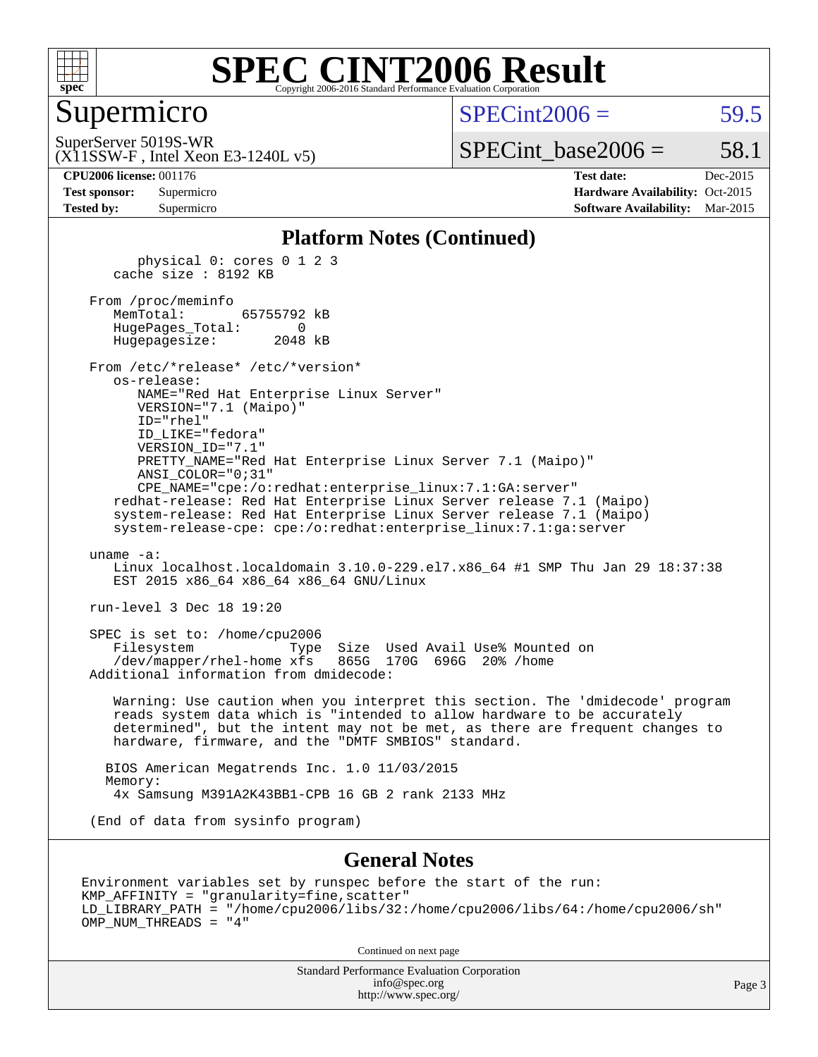## Platform Notes (Continued)

```
        physical 0: cores 0 1 2 3
     cache size : 8192 KB

  From /proc/meminfo
     MemTotal:       65755792 kB
     HugePages_Total:       0
     Hugepagesize:       2048 kB

  From /etc/*release* /etc/*version*
     os-release:
        NAME="Red Hat Enterprise Linux Server"
        VERSION="7.1 (Maipo)"
        ID="rhel"
        ID_LIKE="fedora"
        VERSION_ID="7.1"
        PRETTY_NAME="Red Hat Enterprise Linux Server 7.1 (Maipo)"
        ANSI_COLOR="0;31"
        CPE_NAME="cpe:/o:redhat:enterprise_linux:7.1:GA:server"
     redhat-release: Red Hat Enterprise Linux Server release 7.1 (Maipo)
     system-release: Red Hat Enterprise Linux Server release 7.1 (Maipo)
     system-release-cpe: cpe:/o:redhat:enterprise_linux:7.1:ga:server

  uname -a:
     Linux localhost.localdomain 3.10.0-229.el7.x86_64 #1 SMP Thu Jan 29 18:37:38
     EST 2015 x86_64 x86_64 x86_64 GNU/Linux

  run-level 3 Dec 18 19:20

  SPEC is set to: /home/cpu2006
     Filesystem            Type  Size  Used Avail Use% Mounted on
     /dev/mapper/rhel-home xfs   865G  170G  696G  20% /home
  Additional information from dmidecode:

     Warning: Use caution when you interpret this section. The 'dmidecode' program
     reads system data which is "intended to allow hardware to be accurately
     determined", but the intent may not be met, as there are frequent changes to
     hardware, firmware, and the "DMTF SMBIOS" standard.

    BIOS American Megatrends Inc. 1.0 11/03/2015
    Memory:
     4x Samsung M391A2K43BB1-CPB 16 GB 2 rank 2133 MHz

  (End of data from sysinfo program)
```

## General Notes

```
Environment variables set by runspec before the start of the run:
KMP_AFFINITY = "granularity=fine,scatter"
LD_LIBRARY_PATH = "/home/cpu2006/libs/32:/home/cpu2006/libs/64:/home/cpu2006/sh"
OMP_NUM_THREADS = "4"
```

Continued on next page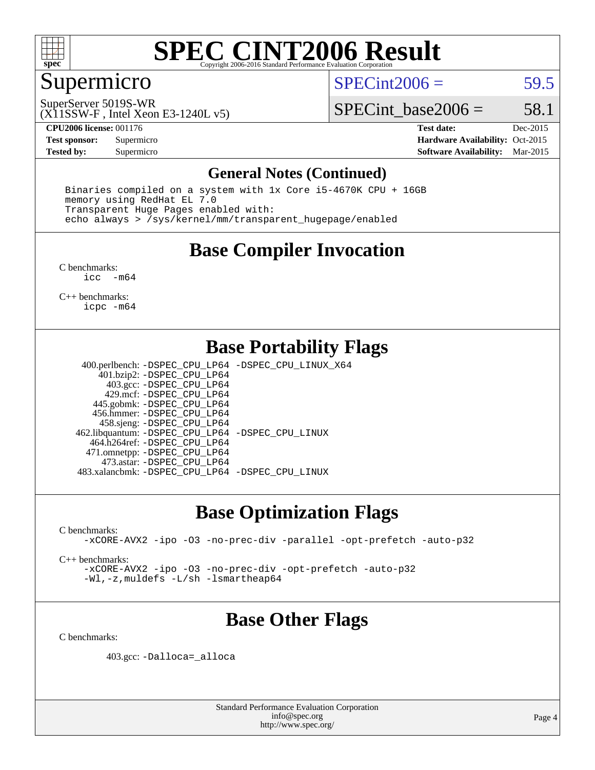# SPEC CINT2006 Result

## Supermicro

SuperServer 5019S-WR
(X11SSW-F , Intel Xeon E3-1240L v5)

SPECint2006 = 59.5

SPECint_base2006 = 58.1

**CPU2006 license:** 001176
**Test sponsor:** Supermicro
**Tested by:** Supermicro

**Test date:** Dec-2015
**Hardware Availability:** Oct-2015
**Software Availability:** Mar-2015

## General Notes (Continued)

```
Binaries compiled on a system with 1x Core i5-4670K CPU + 16GB
memory using RedHat EL 7.0
Transparent Huge Pages enabled with:
echo always > /sys/kernel/mm/transparent_hugepage/enabled
```

## Base Compiler Invocation

C benchmarks:
`icc -m64`

C++ benchmarks:
`icpc -m64`

## Base Portability Flags

| Benchmark | Flags |
|---|---|
| 400.perlbench: | -DSPEC_CPU_LP64 -DSPEC_CPU_LINUX_X64 |
| 401.bzip2: | -DSPEC_CPU_LP64 |
| 403.gcc: | -DSPEC_CPU_LP64 |
| 429.mcf: | -DSPEC_CPU_LP64 |
| 445.gobmk: | -DSPEC_CPU_LP64 |
| 456.hmmer: | -DSPEC_CPU_LP64 |
| 458.sjeng: | -DSPEC_CPU_LP64 |
| 462.libquantum: | -DSPEC_CPU_LP64 -DSPEC_CPU_LINUX |
| 464.h264ref: | -DSPEC_CPU_LP64 |
| 471.omnetpp: | -DSPEC_CPU_LP64 |
| 473.astar: | -DSPEC_CPU_LP64 |
| 483.xalancbmk: | -DSPEC_CPU_LP64 -DSPEC_CPU_LINUX |

## Base Optimization Flags

C benchmarks:
`-xCORE-AVX2 -ipo -O3 -no-prec-div -parallel -opt-prefetch -auto-p32`

C++ benchmarks:
`-xCORE-AVX2 -ipo -O3 -no-prec-div -opt-prefetch -auto-p32`
`-Wl,-z,muldefs -L/sh -lsmartheap64`

## Base Other Flags

C benchmarks:

403.gcc: `-Dalloca=_alloca`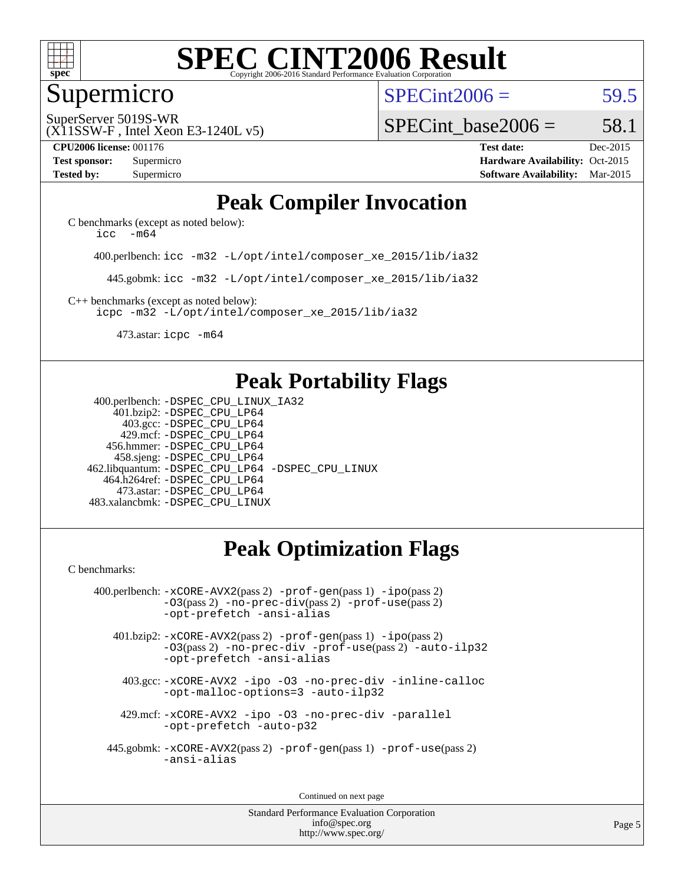# SPEC CINT2006 Result

Copyright 2006-2016 Standard Performance Evaluation Corporation

## Supermicro

SuperServer 5019S-WR
(X11SSW-F , Intel Xeon E3-1240L v5)

SPECint2006 = 59.5

SPECint_base2006 = 58.1

**CPU2006 license:** 001176
**Test sponsor:** Supermicro
**Tested by:** Supermicro

**Test date:** Dec-2015
**Hardware Availability:** Oct-2015
**Software Availability:** Mar-2015

## Peak Compiler Invocation

C benchmarks (except as noted below):
icc -m64

400.perlbench: icc -m32 -L/opt/intel/composer_xe_2015/lib/ia32

445.gobmk: icc -m32 -L/opt/intel/composer_xe_2015/lib/ia32

C++ benchmarks (except as noted below):
icpc -m32 -L/opt/intel/composer_xe_2015/lib/ia32

473.astar: icpc -m64

## Peak Portability Flags

400.perlbench: -DSPEC_CPU_LINUX_IA32
401.bzip2: -DSPEC_CPU_LP64
403.gcc: -DSPEC_CPU_LP64
429.mcf: -DSPEC_CPU_LP64
456.hmmer: -DSPEC_CPU_LP64
458.sjeng: -DSPEC_CPU_LP64
462.libquantum: -DSPEC_CPU_LP64 -DSPEC_CPU_LINUX
464.h264ref: -DSPEC_CPU_LP64
473.astar: -DSPEC_CPU_LP64
483.xalancbmk: -DSPEC_CPU_LINUX

## Peak Optimization Flags

C benchmarks:

400.perlbench: -xCORE-AVX2(pass 2) -prof-gen(pass 1) -ipo(pass 2) -O3(pass 2) -no-prec-div(pass 2) -prof-use(pass 2) -opt-prefetch -ansi-alias

401.bzip2: -xCORE-AVX2(pass 2) -prof-gen(pass 1) -ipo(pass 2) -O3(pass 2) -no-prec-div -prof-use(pass 2) -auto-ilp32 -opt-prefetch -ansi-alias

403.gcc: -xCORE-AVX2 -ipo -O3 -no-prec-div -inline-calloc -opt-malloc-options=3 -auto-ilp32

429.mcf: -xCORE-AVX2 -ipo -O3 -no-prec-div -parallel -opt-prefetch -auto-p32

445.gobmk: -xCORE-AVX2(pass 2) -prof-gen(pass 1) -prof-use(pass 2) -ansi-alias

Continued on next page

Standard Performance Evaluation Corporation
info@spec.org
http://www.spec.org/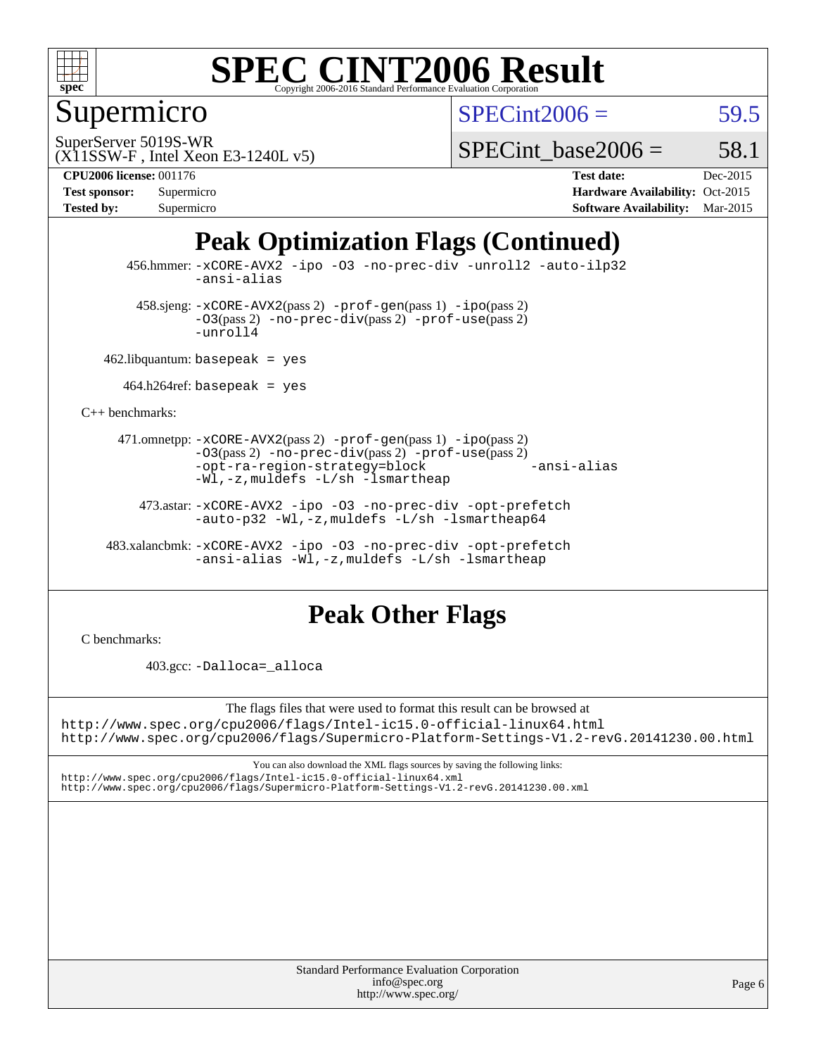# Supermicro

SuperServer 5019S-WR
(X11SSW-F , Intel Xeon E3-1240L v5)

SPECint2006 = 59.5

SPECint_base2006 = 58.1

**CPU2006 license:** 001176
**Test sponsor:** Supermicro
**Tested by:** Supermicro

**Test date:** Dec-2015
**Hardware Availability:** Oct-2015
**Software Availability:** Mar-2015

## Peak Optimization Flags (Continued)

456.hmmer: -xCORE-AVX2 -ipo -O3 -no-prec-div -unroll2 -auto-ilp32 -ansi-alias

458.sjeng: -xCORE-AVX2(pass 2) -prof-gen(pass 1) -ipo(pass 2) -O3(pass 2) -no-prec-div(pass 2) -prof-use(pass 2) -unroll4

462.libquantum: basepeak = yes

464.h264ref: basepeak = yes

C++ benchmarks:

471.omnetpp: -xCORE-AVX2(pass 2) -prof-gen(pass 1) -ipo(pass 2) -O3(pass 2) -no-prec-div(pass 2) -prof-use(pass 2) -opt-ra-region-strategy=block -ansi-alias -Wl,-z,muldefs -L/sh -lsmartheap

473.astar: -xCORE-AVX2 -ipo -O3 -no-prec-div -opt-prefetch -auto-p32 -Wl,-z,muldefs -L/sh -lsmartheap64

483.xalancbmk: -xCORE-AVX2 -ipo -O3 -no-prec-div -opt-prefetch -ansi-alias -Wl,-z,muldefs -L/sh -lsmartheap

## Peak Other Flags

C benchmarks:

403.gcc: -Dalloca=_alloca

The flags files that were used to format this result can be browsed at
http://www.spec.org/cpu2006/flags/Intel-ic15.0-official-linux64.html
http://www.spec.org/cpu2006/flags/Supermicro-Platform-Settings-V1.2-revG.20141230.00.html

You can also download the XML flags sources by saving the following links:
http://www.spec.org/cpu2006/flags/Intel-ic15.0-official-linux64.xml
http://www.spec.org/cpu2006/flags/Supermicro-Platform-Settings-V1.2-revG.20141230.00.xml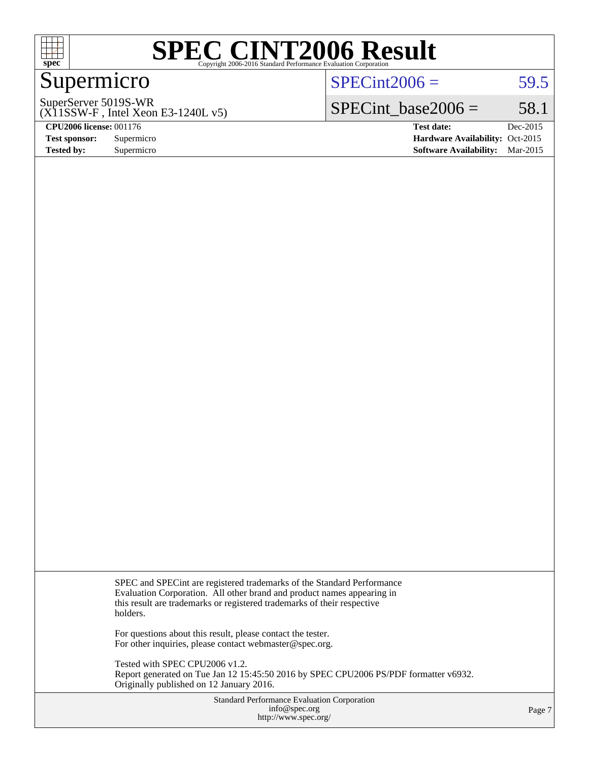# SPEC CINT2006 Result

Copyright 2006-2016 Standard Performance Evaluation Corporation

## Supermicro

SuperServer 5019S-WR
(X11SSW-F , Intel Xeon E3-1240L v5)

| | |
|---|---|
| $SPECint2006 =$ | 59.5 |
| $SPECint\_base2006 =$ | 58.1 |

**CPU2006 license:** 001176
**Test sponsor:** Supermicro
**Tested by:** Supermicro

**Test date:** Dec-2015
**Hardware Availability:** Oct-2015
**Software Availability:** Mar-2015

SPEC and SPECint are registered trademarks of the Standard Performance Evaluation Corporation. All other brand and product names appearing in this result are trademarks or registered trademarks of their respective holders.

For questions about this result, please contact the tester.
For other inquiries, please contact webmaster@spec.org.

Tested with SPEC CPU2006 v1.2.
Report generated on Tue Jan 12 15:45:50 2016 by SPEC CPU2006 PS/PDF formatter v6932.
Originally published on 12 January 2016.

Standard Performance Evaluation Corporation
info@spec.org
http://www.spec.org/